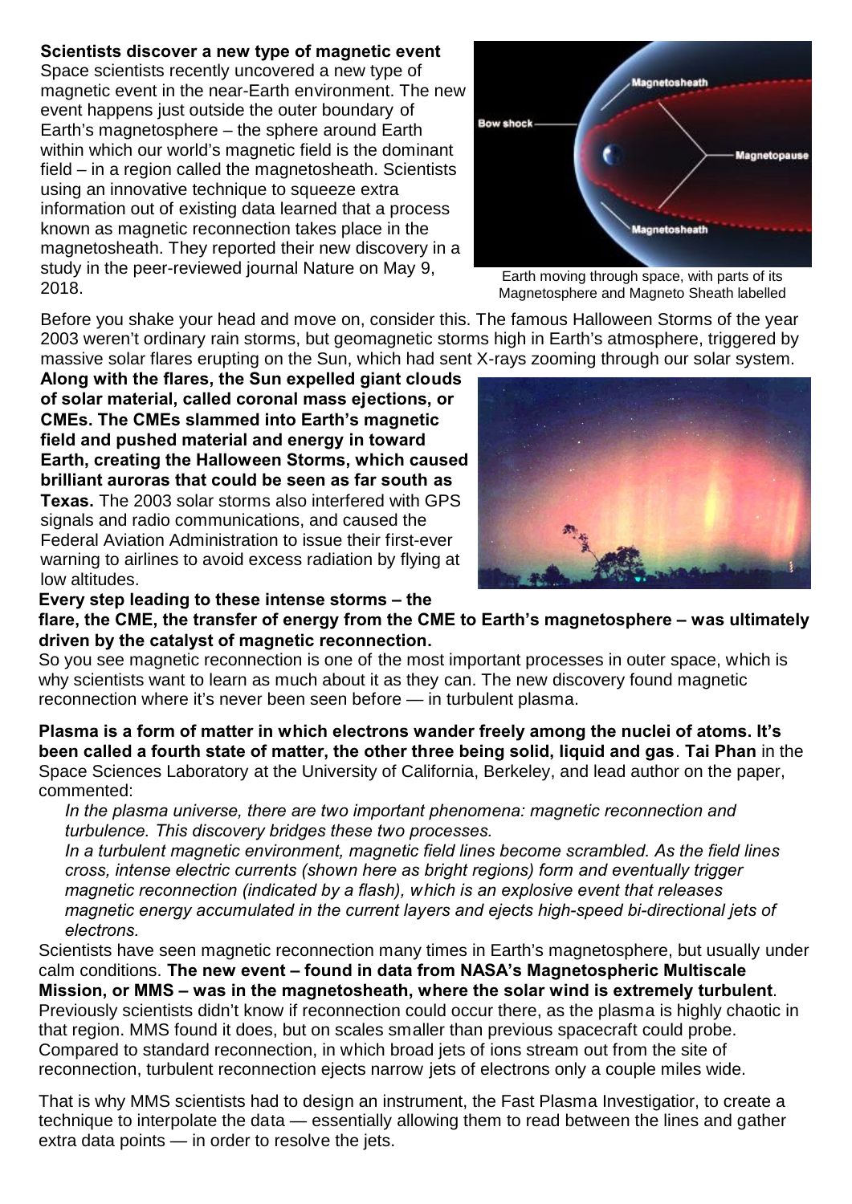**Scientists discover a new type of magnetic event**

Space scientists recently uncovered a new type of magnetic event in the near-Earth environment. The new event happens just outside the outer boundary of Earth's magnetosphere – the sphere around Earth within which our world's magnetic field is the dominant field – in a region called the magnetosheath. Scientists using an innovative technique to squeeze extra information out of existing data learned that a process known as magnetic reconnection takes place in the magnetosheath. They reported their new discovery in a study in the peer-reviewed journal Nature on May 9, 2018.

Earth moving through space, with parts of its Magnetosphere and Magneto Sheath labelled

Before you shake your head and move on, consider this. The famous Halloween Storms of the year 2003 weren't ordinary rain storms, but geomagnetic storms high in Earth's atmosphere, triggered by massive solar flares erupting on the Sun, which had sent X-rays zooming through our solar system.

**Along with the flares, the Sun expelled giant clouds of solar material, called coronal mass ejections, or CMEs. The CMEs slammed into Earth's magnetic field and pushed material and energy in toward Earth, creating the Halloween Storms, which caused brilliant auroras that could be seen as far south as Texas.** The 2003 solar storms also interfered with GPS signals and radio communications, and caused the Federal Aviation Administration to issue their first-ever warning to airlines to avoid excess radiation by flying at low altitudes.

**Every step leading to these intense storms – the flare, the CME, the transfer of energy from the CME to Earth's magnetosphere – was ultimately driven by the catalyst of magnetic reconnection.**

So you see magnetic reconnection is one of the most important processes in outer space, which is why scientists want to learn as much about it as they can. The new discovery found magnetic reconnection where it's never been seen before — in turbulent plasma.

**Plasma is a form of matter in which electrons wander freely among the nuclei of atoms. It's been called a fourth state of matter, the other three being solid, liquid and gas**. **Tai Phan** in the Space Sciences Laboratory at the University of California, Berkeley, and lead author on the paper, commented:

*In the plasma universe, there are two important phenomena: magnetic reconnection and turbulence. This discovery bridges these two processes.*

*In a turbulent magnetic environment, magnetic field lines become scrambled. As the field lines cross, intense electric currents (shown here as bright regions) form and eventually trigger magnetic reconnection (indicated by a flash), which is an explosive event that releases magnetic energy accumulated in the current layers and ejects high-speed bi-directional jets of electrons.*

Scientists have seen magnetic reconnection many times in Earth's magnetosphere, but usually under calm conditions. **The new event – found in data from NASA's Magnetospheric Multiscale Mission, or MMS – was in the magnetosheath, where the solar wind is extremely turbulent**. Previously scientists didn't know if reconnection could occur there, as the plasma is highly chaotic in that region. MMS found it does, but on scales smaller than previous spacecraft could probe. Compared to standard reconnection, in which broad jets of ions stream out from the site of reconnection, turbulent reconnection ejects narrow jets of electrons only a couple miles wide.

That is why MMS scientists had to design an instrument, the Fast Plasma Investigatior, to create a technique to interpolate the data — essentially allowing them to read between the lines and gather extra data points — in order to resolve the jets.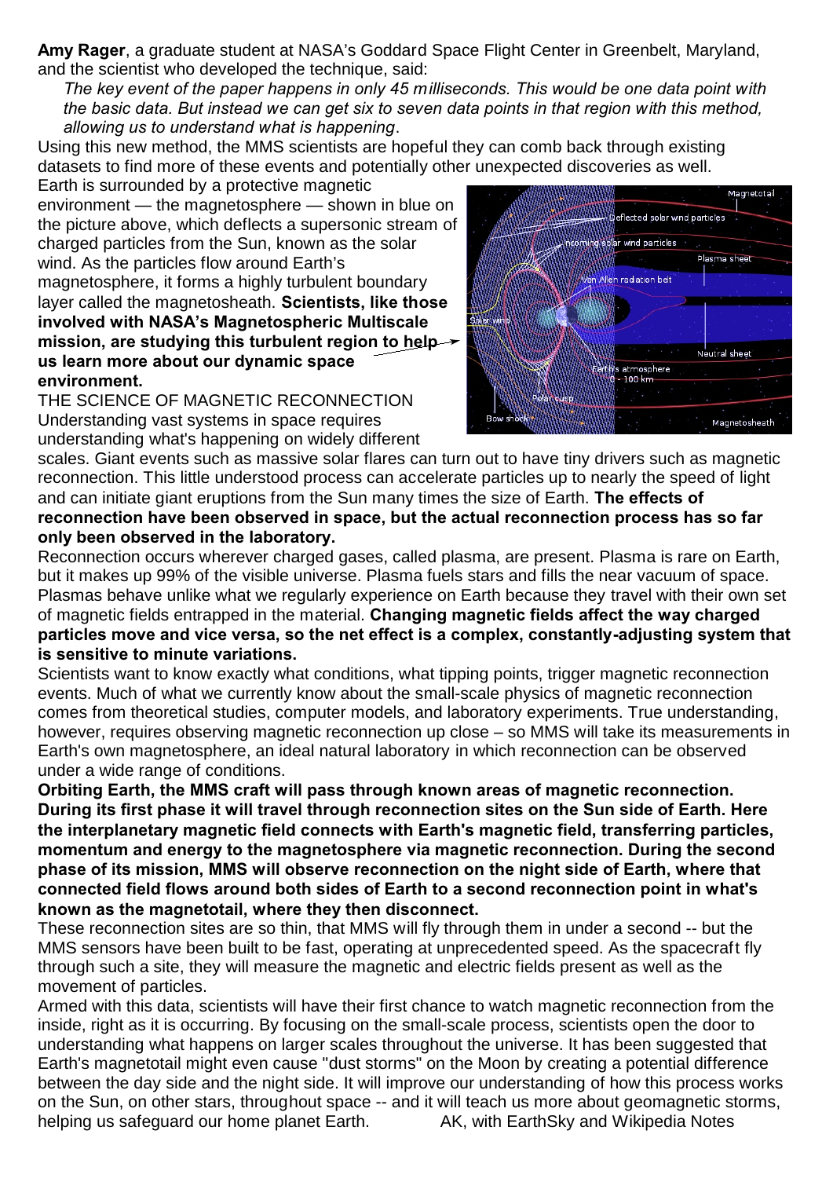**Amy Rager**, a graduate student at NASA's Goddard Space Flight Center in Greenbelt, Maryland, and the scientist who developed the technique, said:

> *The key event of the paper happens in only 45 milliseconds. This would be one data point with the basic data. But instead we can get six to seven data points in that region with this method, allowing us to understand what is happening*.

Using this new method, the MMS scientists are hopeful they can comb back through existing datasets to find more of these events and potentially other unexpected discoveries as well.

Earth is surrounded by a protective magnetic environment — the magnetosphere — shown in blue on the picture above, which deflects a supersonic stream of charged particles from the Sun, known as the solar wind. As the particles flow around Earth's magnetosphere, it forms a highly turbulent boundary layer called the magnetosheath. **Scientists, like those involved with NASA's Magnetospheric Multiscale mission, are studying this turbulent region to help us learn more about our dynamic space environment.**

Magnetotail
Deflected solar wind particles
Incoming solar wind particles
Plasma sheet
Van Allen radiation belt
Solar wind
Neutral sheet
Earth's atmosphere
0 - 100 km
Polar cusp
Bow shock
Magnetosheath

THE SCIENCE OF MAGNETIC RECONNECTION

Understanding vast systems in space requires understanding what's happening on widely different scales. Giant events such as massive solar flares can turn out to have tiny drivers such as magnetic reconnection. This little understood process can accelerate particles up to nearly the speed of light and can initiate giant eruptions from the Sun many times the size of Earth. **The effects of reconnection have been observed in space, but the actual reconnection process has so far only been observed in the laboratory.**

Reconnection occurs wherever charged gases, called plasma, are present. Plasma is rare on Earth, but it makes up 99% of the visible universe. Plasma fuels stars and fills the near vacuum of space. Plasmas behave unlike what we regularly experience on Earth because they travel with their own set of magnetic fields entrapped in the material. **Changing magnetic fields affect the way charged particles move and vice versa, so the net effect is a complex, constantly-adjusting system that is sensitive to minute variations.**

Scientists want to know exactly what conditions, what tipping points, trigger magnetic reconnection events. Much of what we currently know about the small-scale physics of magnetic reconnection comes from theoretical studies, computer models, and laboratory experiments. True understanding, however, requires observing magnetic reconnection up close – so MMS will take its measurements in Earth's own magnetosphere, an ideal natural laboratory in which reconnection can be observed under a wide range of conditions.

**Orbiting Earth, the MMS craft will pass through known areas of magnetic reconnection. During its first phase it will travel through reconnection sites on the Sun side of Earth. Here the interplanetary magnetic field connects with Earth's magnetic field, transferring particles, momentum and energy to the magnetosphere via magnetic reconnection. During the second phase of its mission, MMS will observe reconnection on the night side of Earth, where that connected field flows around both sides of Earth to a second reconnection point in what's known as the magnetotail, where they then disconnect.**

These reconnection sites are so thin, that MMS will fly through them in under a second -- but the MMS sensors have been built to be fast, operating at unprecedented speed. As the spacecraft fly through such a site, they will measure the magnetic and electric fields present as well as the movement of particles.

Armed with this data, scientists will have their first chance to watch magnetic reconnection from the inside, right as it is occurring. By focusing on the small-scale process, scientists open the door to understanding what happens on larger scales throughout the universe. It has been suggested that Earth's magnetotail might even cause "dust storms" on the Moon by creating a potential difference between the day side and the night side. It will improve our understanding of how this process works on the Sun, on other stars, throughout space -- and it will teach us more about geomagnetic storms, helping us safeguard our home planet Earth. AK, with EarthSky and Wikipedia Notes